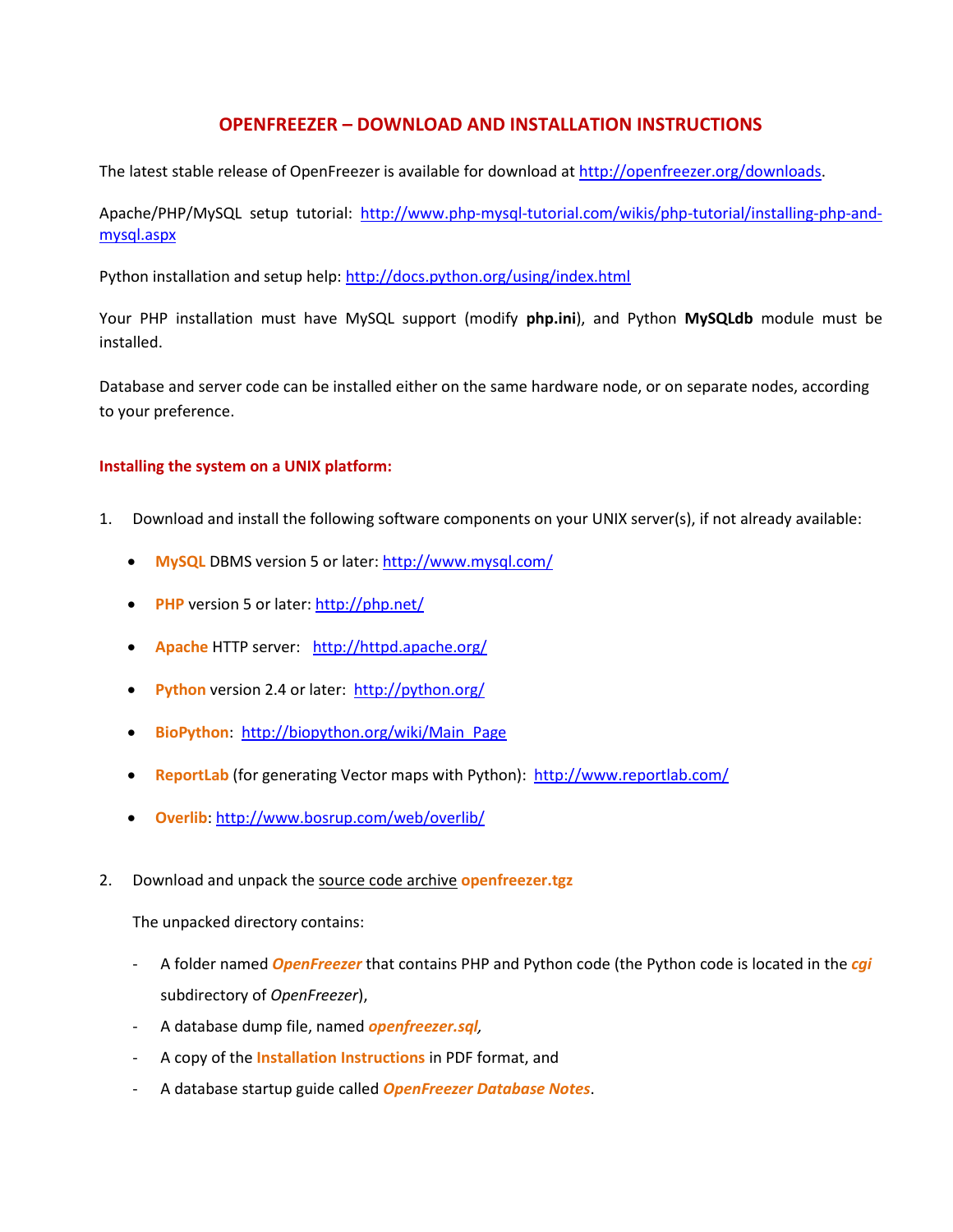# OPENFREEZER – DOWNLOAD AND INSTALLATION INSTRUCTIONS

The latest stable release of OpenFreezer is available for download at http://openfreezer.org/downloads.

Apache/PHP/MySQL setup tutorial: http://www.php-mysql-tutorial.com/wikis/php-tutorial/installing-php-and-mysql.aspx

Python installation and setup help: http://docs.python.org/using/index.html

Your PHP installation must have MySQL support (modify **php.ini**), and Python **MySQLdb** module must be installed.

Database and server code can be installed either on the same hardware node, or on separate nodes, according to your preference.

## Installing the system on a UNIX platform:

1. Download and install the following software components on your UNIX server(s), if not already available:

   - **MySQL** DBMS version 5 or later: http://www.mysql.com/
   - **PHP** version 5 or later: http://php.net/
   - **Apache** HTTP server: http://httpd.apache.org/
   - **Python** version 2.4 or later: http://python.org/
   - **BioPython**: http://biopython.org/wiki/Main_Page
   - **ReportLab** (for generating Vector maps with Python): http://www.reportlab.com/
   - **Overlib**: http://www.bosrup.com/web/overlib/

2. Download and unpack the source code archive **openfreezer.tgz**

   The unpacked directory contains:

   - A folder named ***OpenFreezer*** that contains PHP and Python code (the Python code is located in the ***cgi*** subdirectory of *OpenFreezer*),
   - A database dump file, named ***openfreezer.sql***,
   - A copy of the **Installation Instructions** in PDF format, and
   - A database startup guide called ***OpenFreezer Database Notes***.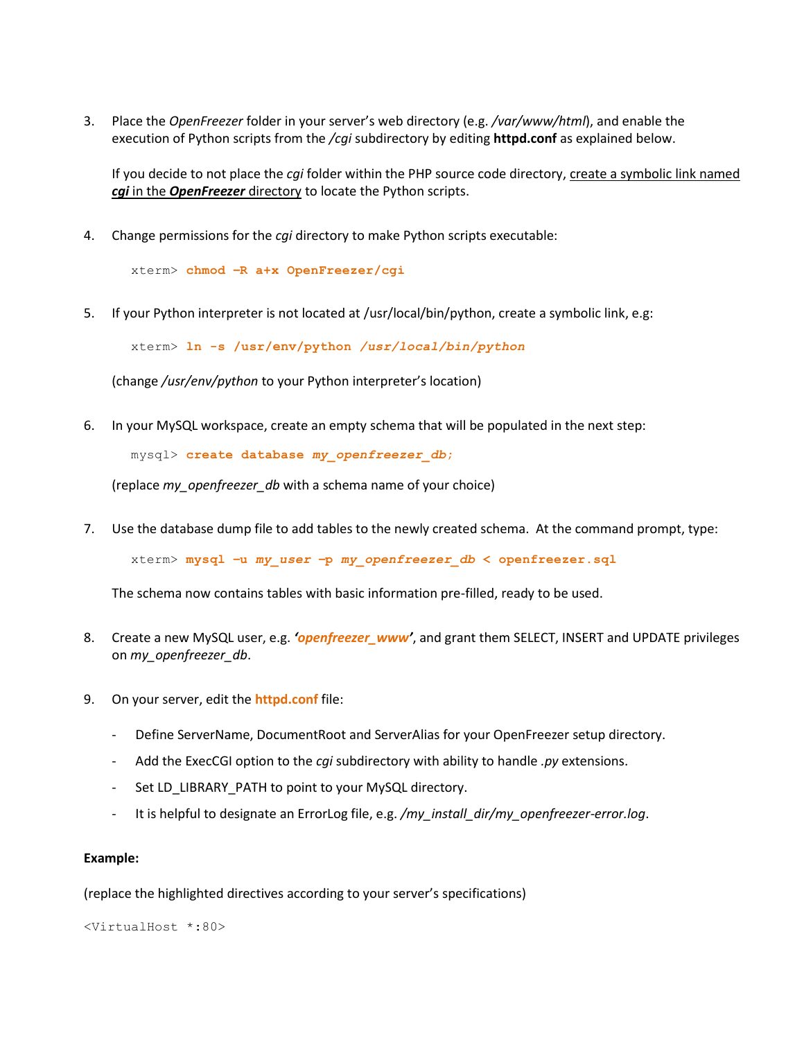3. Place the *OpenFreezer* folder in your server's web directory (e.g. */var/www/html*), and enable the execution of Python scripts from the */cgi* subdirectory by editing **httpd.conf** as explained below.

   If you decide to not place the *cgi* folder within the PHP source code directory, create a symbolic link named ***cgi*** in the ***OpenFreezer*** directory to locate the Python scripts.

4. Change permissions for the *cgi* directory to make Python scripts executable:

   ```
   xterm> chmod -R a+x OpenFreezer/cgi
   ```

5. If your Python interpreter is not located at /usr/local/bin/python, create a symbolic link, e.g:

   ```
   xterm> ln -s /usr/env/python /usr/local/bin/python
   ```

   (change */usr/env/python* to your Python interpreter's location)

6. In your MySQL workspace, create an empty schema that will be populated in the next step:

   ```
   mysql> create database my_openfreezer_db;
   ```

   (replace *my_openfreezer_db* with a schema name of your choice)

7. Use the database dump file to add tables to the newly created schema. At the command prompt, type:

   ```
   xterm> mysql -u my_user -p my_openfreezer_db < openfreezer.sql
   ```

   The schema now contains tables with basic information pre-filled, ready to be used.

8. Create a new MySQL user, e.g. ***'openfreezer_www'***, and grant them SELECT, INSERT and UPDATE privileges on *my_openfreezer_db*.

9. On your server, edit the **httpd.conf** file:

   - Define ServerName, DocumentRoot and ServerAlias for your OpenFreezer setup directory.
   - Add the ExecCGI option to the *cgi* subdirectory with ability to handle *.py* extensions.
   - Set LD_LIBRARY_PATH to point to your MySQL directory.
   - It is helpful to designate an ErrorLog file, e.g. */my_install_dir/my_openfreezer-error.log*.

**Example:**

(replace the highlighted directives according to your server's specifications)

```
<VirtualHost *:80>
```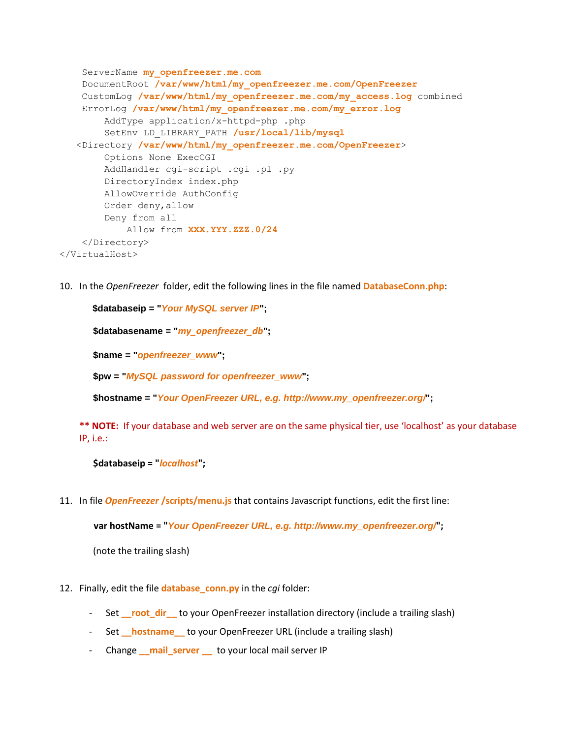```
    ServerName my_openfreezer.me.com
    DocumentRoot /var/www/html/my_openfreezer.me.com/OpenFreezer
    CustomLog /var/www/html/my_openfreezer.me.com/my_access.log combined
    ErrorLog /var/www/html/my_openfreezer.me.com/my_error.log
        AddType application/x-httpd-php .php
        SetEnv LD_LIBRARY_PATH /usr/local/lib/mysql
   <Directory /var/www/html/my_openfreezer.me.com/OpenFreezer>
        Options None ExecCGI
        AddHandler cgi-script .cgi .pl .py
        DirectoryIndex index.php
        AllowOverride AuthConfig
        Order deny,allow
        Deny from all
            Allow from XXX.YYY.ZZZ.0/24
    </Directory>
</VirtualHost>
```

10. In the *OpenFreezer* folder, edit the following lines in the file named **DatabaseConn.php**:

    **$databaseip = "*Your MySQL server IP*";**

    **$databasename = "*my_openfreezer_db*";**

    **$name = "*openfreezer_www*";**

    **$pw = "*MySQL password for openfreezer_www*";**

    **$hostname = "*Your OpenFreezer URL, e.g. http://www.my_openfreezer.org/*";**

    **\*\* NOTE:** If your database and web server are on the same physical tier, use 'localhost' as your database IP, i.e.:

    **$databaseip = "*localhost*";**

11. In file ***OpenFreezer* /scripts/menu.js** that contains Javascript functions, edit the first line:

    **var hostName = "*Your OpenFreezer URL, e.g. http://www.my_openfreezer.org/*";**

    (note the trailing slash)

12. Finally, edit the file **database_conn.py** in the *cgi* folder:

    - Set **__root_dir__** to your OpenFreezer installation directory (include a trailing slash)
    - Set **__hostname__** to your OpenFreezer URL (include a trailing slash)
    - Change **__mail_server __** to your local mail server IP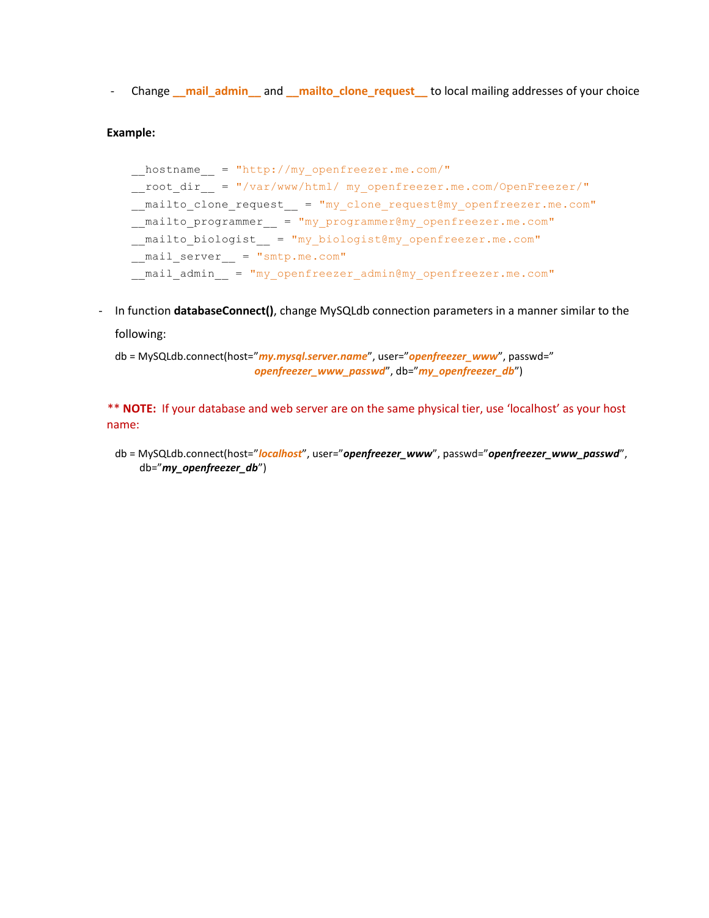- Change **__mail_admin__** and **__mailto_clone_request__** to local mailing addresses of your choice

**Example:**

```
__hostname__ = "http://my_openfreezer.me.com/"
__root_dir__ = "/var/www/html/ my_openfreezer.me.com/OpenFreezer/"
__mailto_clone_request__ = "my_clone_request@my_openfreezer.me.com"
__mailto_programmer__ = "my_programmer@my_openfreezer.me.com"
__mailto_biologist__ = "my_biologist@my_openfreezer.me.com"
__mail_server__ = "smtp.me.com"
__mail_admin__ = "my_openfreezer_admin@my_openfreezer.me.com"
```

- In function **databaseConnect()**, change MySQLdb connection parameters in a manner similar to the following:

db = MySQLdb.connect(host="***my.mysql.server.name***", user="***openfreezer_www***", passwd="***openfreezer_www_passwd***", db="***my_openfreezer_db***")

**** NOTE:** If your database and web server are on the same physical tier, use 'localhost' as your host name:

db = MySQLdb.connect(host="***localhost***", user="***openfreezer_www***", passwd="***openfreezer_www_passwd***", db="***my_openfreezer_db***")